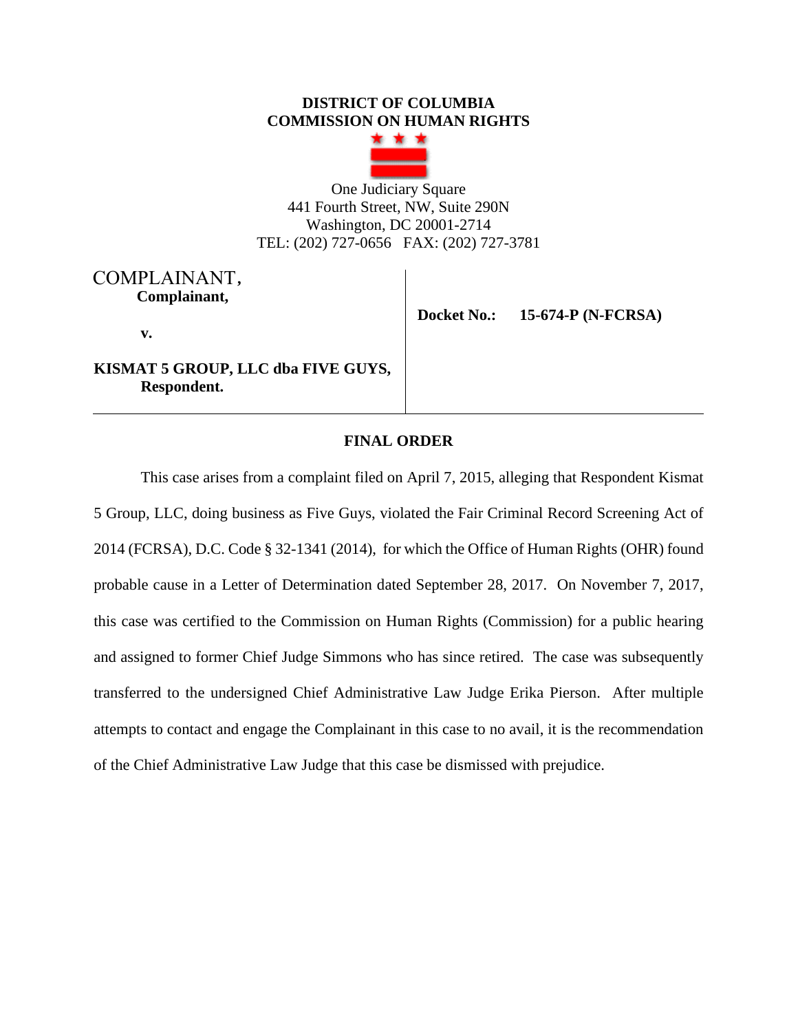**DISTRICT OF COLUMBIA**
**COMMISSION ON HUMAN RIGHTS**

One Judiciary Square
441 Fourth Street, NW, Suite 290N
Washington, DC 20001-2714
TEL: (202) 727-0656 FAX: (202) 727-3781

| | |
|---|---|
| COMPLAINANT,<br>**Complainant,**<br><br>**v.**<br><br>**KISMAT 5 GROUP, LLC dba FIVE GUYS,**<br>**Respondent.** | **Docket No.: 15-674-P (N-FCRSA)** |

## FINAL ORDER

This case arises from a complaint filed on April 7, 2015, alleging that Respondent Kismat 5 Group, LLC, doing business as Five Guys, violated the Fair Criminal Record Screening Act of 2014 (FCRSA), D.C. Code § 32-1341 (2014), for which the Office of Human Rights (OHR) found probable cause in a Letter of Determination dated September 28, 2017. On November 7, 2017, this case was certified to the Commission on Human Rights (Commission) for a public hearing and assigned to former Chief Judge Simmons who has since retired. The case was subsequently transferred to the undersigned Chief Administrative Law Judge Erika Pierson. After multiple attempts to contact and engage the Complainant in this case to no avail, it is the recommendation of the Chief Administrative Law Judge that this case be dismissed with prejudice.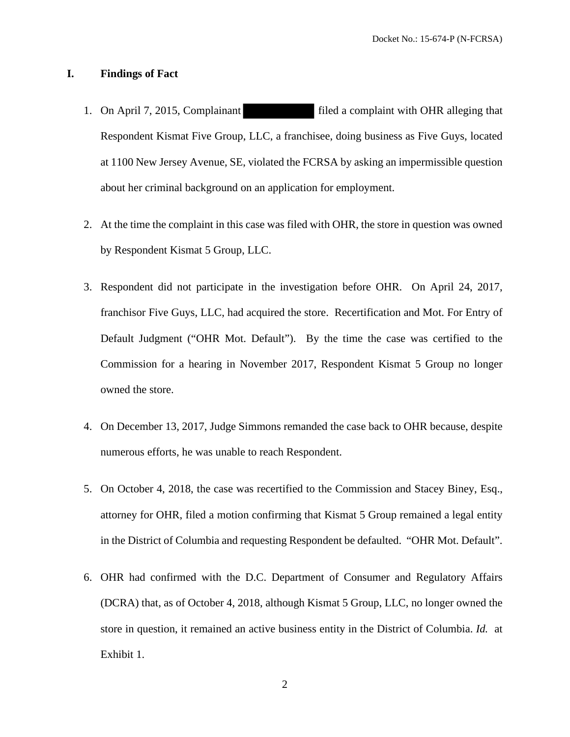## I. Findings of Fact

1. On April 7, 2015, Complainant ██████████ filed a complaint with OHR alleging that Respondent Kismat Five Group, LLC, a franchisee, doing business as Five Guys, located at 1100 New Jersey Avenue, SE, violated the FCRSA by asking an impermissible question about her criminal background on an application for employment.

2. At the time the complaint in this case was filed with OHR, the store in question was owned by Respondent Kismat 5 Group, LLC.

3. Respondent did not participate in the investigation before OHR. On April 24, 2017, franchisor Five Guys, LLC, had acquired the store. Recertification and Mot. For Entry of Default Judgment ("OHR Mot. Default"). By the time the case was certified to the Commission for a hearing in November 2017, Respondent Kismat 5 Group no longer owned the store.

4. On December 13, 2017, Judge Simmons remanded the case back to OHR because, despite numerous efforts, he was unable to reach Respondent.

5. On October 4, 2018, the case was recertified to the Commission and Stacey Biney, Esq., attorney for OHR, filed a motion confirming that Kismat 5 Group remained a legal entity in the District of Columbia and requesting Respondent be defaulted. "OHR Mot. Default".

6. OHR had confirmed with the D.C. Department of Consumer and Regulatory Affairs (DCRA) that, as of October 4, 2018, although Kismat 5 Group, LLC, no longer owned the store in question, it remained an active business entity in the District of Columbia. *Id.* at Exhibit 1.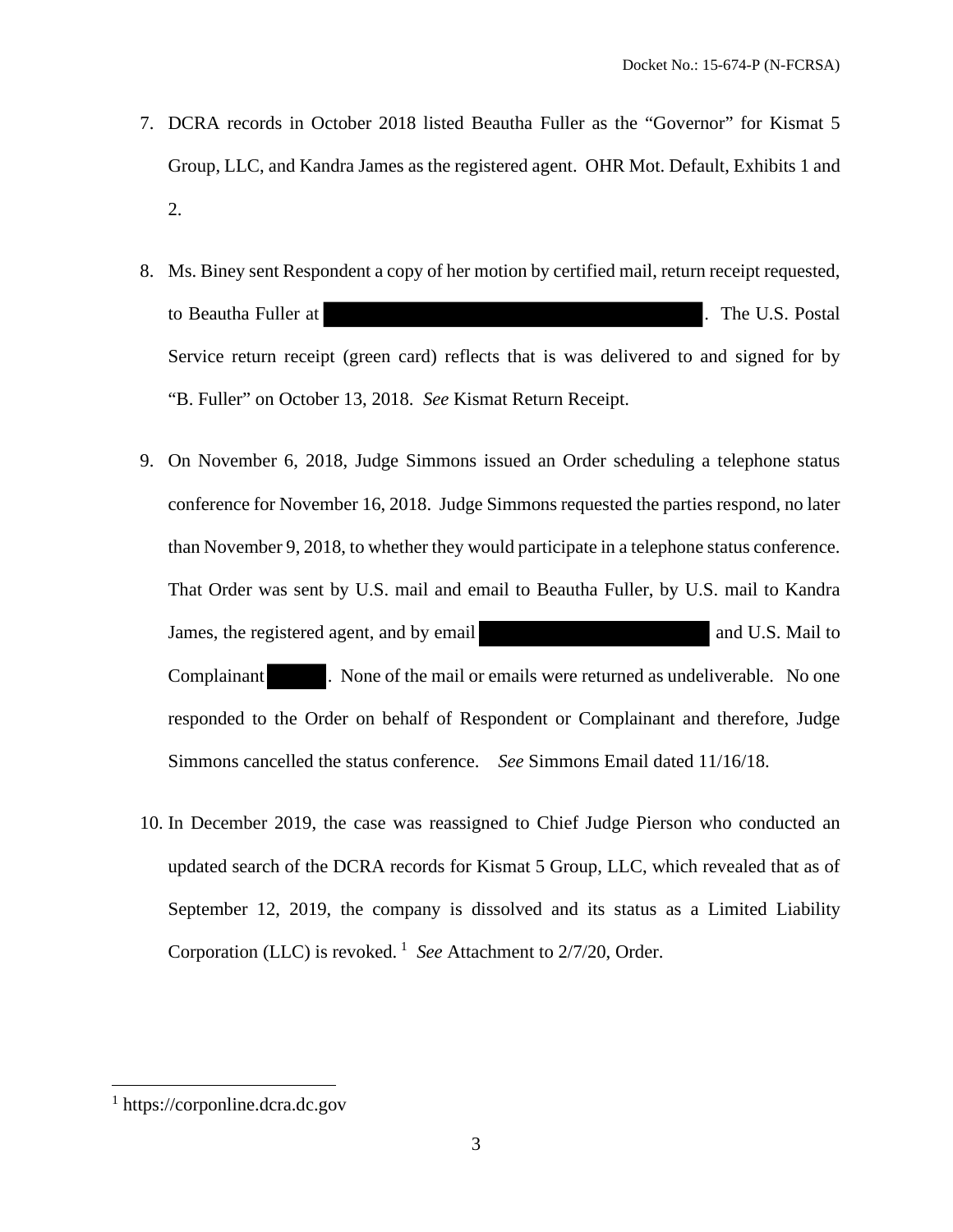7. DCRA records in October 2018 listed Beautha Fuller as the "Governor" for Kismat 5 Group, LLC, and Kandra James as the registered agent. OHR Mot. Default, Exhibits 1 and 2.

8. Ms. Biney sent Respondent a copy of her motion by certified mail, return receipt requested, to Beautha Fuller at [REDACTED]. The U.S. Postal Service return receipt (green card) reflects that is was delivered to and signed for by "B. Fuller" on October 13, 2018. *See* Kismat Return Receipt.

9. On November 6, 2018, Judge Simmons issued an Order scheduling a telephone status conference for November 16, 2018. Judge Simmons requested the parties respond, no later than November 9, 2018, to whether they would participate in a telephone status conference. That Order was sent by U.S. mail and email to Beautha Fuller, by U.S. mail to Kandra James, the registered agent, and by email [REDACTED] and U.S. Mail to Complainant [REDACTED]. None of the mail or emails were returned as undeliverable. No one responded to the Order on behalf of Respondent or Complainant and therefore, Judge Simmons cancelled the status conference. *See* Simmons Email dated 11/16/18.

10. In December 2019, the case was reassigned to Chief Judge Pierson who conducted an updated search of the DCRA records for Kismat 5 Group, LLC, which revealed that as of September 12, 2019, the company is dissolved and its status as a Limited Liability Corporation (LLC) is revoked.[1] *See* Attachment to 2/7/20, Order.

[1] https://corponline.dcra.dc.gov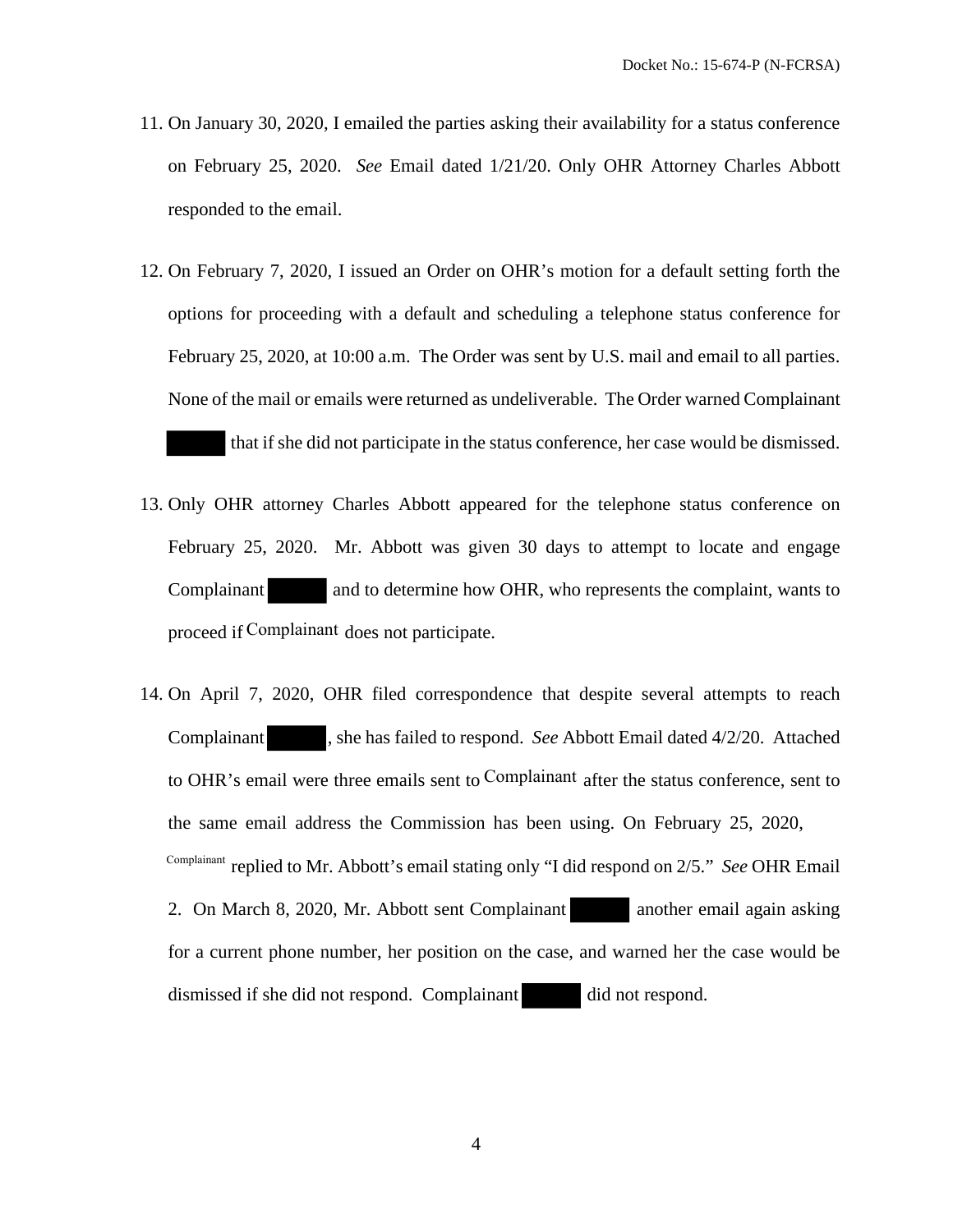11. On January 30, 2020, I emailed the parties asking their availability for a status conference on February 25, 2020. *See* Email dated 1/21/20. Only OHR Attorney Charles Abbott responded to the email.

12. On February 7, 2020, I issued an Order on OHR's motion for a default setting forth the options for proceeding with a default and scheduling a telephone status conference for February 25, 2020, at 10:00 a.m. The Order was sent by U.S. mail and email to all parties. None of the mail or emails were returned as undeliverable. The Order warned Complainant ██████ that if she did not participate in the status conference, her case would be dismissed.

13. Only OHR attorney Charles Abbott appeared for the telephone status conference on February 25, 2020. Mr. Abbott was given 30 days to attempt to locate and engage Complainant ██████ and to determine how OHR, who represents the complaint, wants to proceed if Complainant does not participate.

14. On April 7, 2020, OHR filed correspondence that despite several attempts to reach Complainant ██████, she has failed to respond. *See* Abbott Email dated 4/2/20. Attached to OHR's email were three emails sent to Complainant after the status conference, sent to the same email address the Commission has been using. On February 25, 2020, Complainant replied to Mr. Abbott's email stating only "I did respond on 2/5." *See* OHR Email 2. On March 8, 2020, Mr. Abbott sent Complainant ██████ another email again asking for a current phone number, her position on the case, and warned her the case would be dismissed if she did not respond. Complainant ██████ did not respond.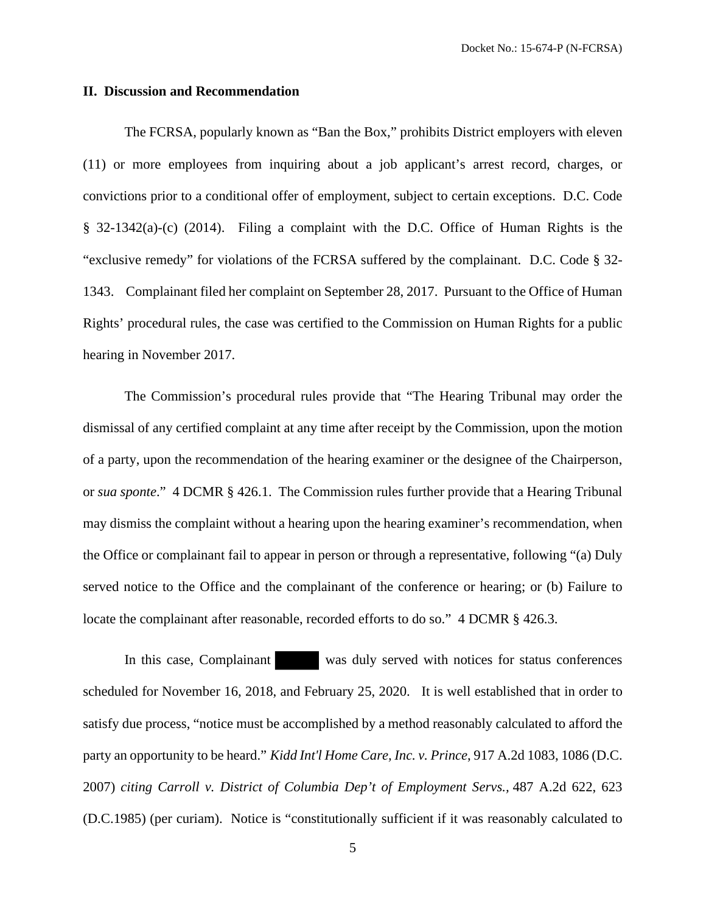## II. Discussion and Recommendation

The FCRSA, popularly known as "Ban the Box," prohibits District employers with eleven (11) or more employees from inquiring about a job applicant's arrest record, charges, or convictions prior to a conditional offer of employment, subject to certain exceptions. D.C. Code § 32-1342(a)-(c) (2014). Filing a complaint with the D.C. Office of Human Rights is the "exclusive remedy" for violations of the FCRSA suffered by the complainant. D.C. Code § 32-1343. Complainant filed her complaint on September 28, 2017. Pursuant to the Office of Human Rights' procedural rules, the case was certified to the Commission on Human Rights for a public hearing in November 2017.

The Commission's procedural rules provide that "The Hearing Tribunal may order the dismissal of any certified complaint at any time after receipt by the Commission, upon the motion of a party, upon the recommendation of the hearing examiner or the designee of the Chairperson, or *sua sponte*." 4 DCMR § 426.1. The Commission rules further provide that a Hearing Tribunal may dismiss the complaint without a hearing upon the hearing examiner's recommendation, when the Office or complainant fail to appear in person or through a representative, following "(a) Duly served notice to the Office and the complainant of the conference or hearing; or (b) Failure to locate the complainant after reasonable, recorded efforts to do so." 4 DCMR § 426.3.

In this case, Complainant ██████ was duly served with notices for status conferences scheduled for November 16, 2018, and February 25, 2020. It is well established that in order to satisfy due process, "notice must be accomplished by a method reasonably calculated to afford the party an opportunity to be heard." *Kidd Int'l Home Care, Inc. v. Prince*, 917 A.2d 1083, 1086 (D.C. 2007) *citing Carroll v. District of Columbia Dep't of Employment Servs.*, 487 A.2d 622, 623 (D.C.1985) (per curiam). Notice is "constitutionally sufficient if it was reasonably calculated to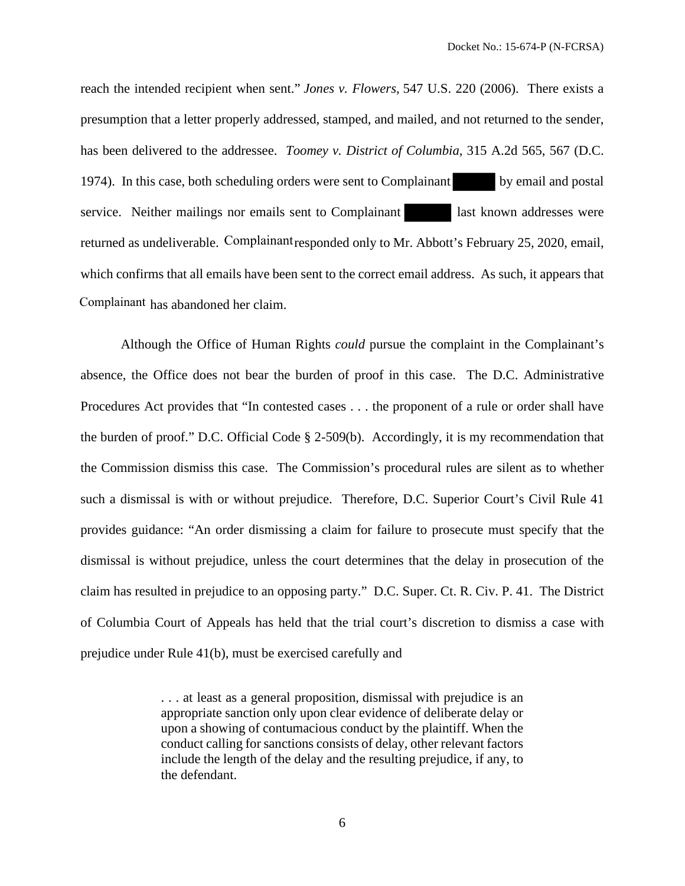reach the intended recipient when sent." *Jones v. Flowers*, 547 U.S. 220 (2006). There exists a presumption that a letter properly addressed, stamped, and mailed, and not returned to the sender, has been delivered to the addressee. *Toomey v. District of Columbia*, 315 A.2d 565, 567 (D.C. 1974). In this case, both scheduling orders were sent to Complainant by email and postal service. Neither mailings nor emails sent to Complainant last known addresses were returned as undeliverable. Complainant responded only to Mr. Abbott's February 25, 2020, email, which confirms that all emails have been sent to the correct email address. As such, it appears that Complainant has abandoned her claim.

Although the Office of Human Rights *could* pursue the complaint in the Complainant's absence, the Office does not bear the burden of proof in this case. The D.C. Administrative Procedures Act provides that "In contested cases . . . the proponent of a rule or order shall have the burden of proof." D.C. Official Code § 2-509(b). Accordingly, it is my recommendation that the Commission dismiss this case. The Commission's procedural rules are silent as to whether such a dismissal is with or without prejudice. Therefore, D.C. Superior Court's Civil Rule 41 provides guidance: "An order dismissing a claim for failure to prosecute must specify that the dismissal is without prejudice, unless the court determines that the delay in prosecution of the claim has resulted in prejudice to an opposing party." D.C. Super. Ct. R. Civ. P. 41. The District of Columbia Court of Appeals has held that the trial court's discretion to dismiss a case with prejudice under Rule 41(b), must be exercised carefully and

> . . . at least as a general proposition, dismissal with prejudice is an appropriate sanction only upon clear evidence of deliberate delay or upon a showing of contumacious conduct by the plaintiff. When the conduct calling for sanctions consists of delay, other relevant factors include the length of the delay and the resulting prejudice, if any, to the defendant.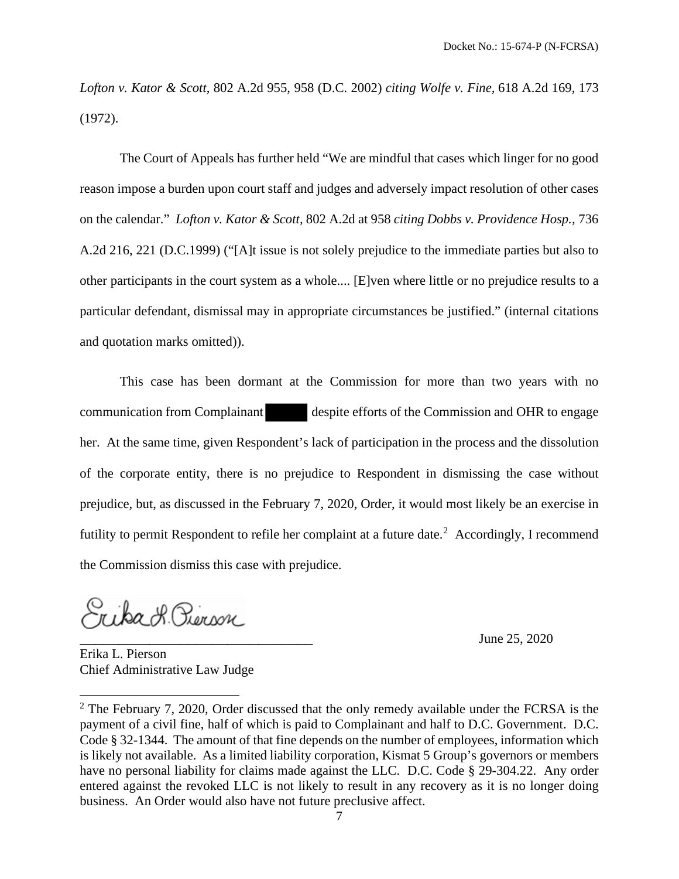*Lofton v. Kator & Scott*, 802 A.2d 955, 958 (D.C. 2002) *citing Wolfe v. Fine*, 618 A.2d 169, 173 (1972).

The Court of Appeals has further held "We are mindful that cases which linger for no good reason impose a burden upon court staff and judges and adversely impact resolution of other cases on the calendar." *Lofton v. Kator & Scott*, 802 A.2d at 958 *citing Dobbs v. Providence Hosp.*, 736 A.2d 216, 221 (D.C.1999) ("[A]t issue is not solely prejudice to the immediate parties but also to other participants in the court system as a whole.... [E]ven where little or no prejudice results to a particular defendant, dismissal may in appropriate circumstances be justified." (internal citations and quotation marks omitted)).

This case has been dormant at the Commission for more than two years with no communication from Complainant ███ despite efforts of the Commission and OHR to engage her. At the same time, given Respondent's lack of participation in the process and the dissolution of the corporate entity, there is no prejudice to Respondent in dismissing the case without prejudice, but, as discussed in the February 7, 2020, Order, it would most likely be an exercise in futility to permit Respondent to refile her complaint at a future date.[2] Accordingly, I recommend the Commission dismiss this case with prejudice.

Erika L. Pierson

\_\_\_\_\_\_\_\_\_\_\_\_\_\_\_\_\_\_\_\_\_\_\_\_\_\_\_\_\_\_\_\_\_\_ June 25, 2020

Erika L. Pierson
Chief Administrative Law Judge

[2] The February 7, 2020, Order discussed that the only remedy available under the FCRSA is the payment of a civil fine, half of which is paid to Complainant and half to D.C. Government. D.C. Code § 32-1344. The amount of that fine depends on the number of employees, information which is likely not available. As a limited liability corporation, Kismat 5 Group's governors or members have no personal liability for claims made against the LLC. D.C. Code § 29-304.22. Any order entered against the revoked LLC is not likely to result in any recovery as it is no longer doing business. An Order would also have not future preclusive affect.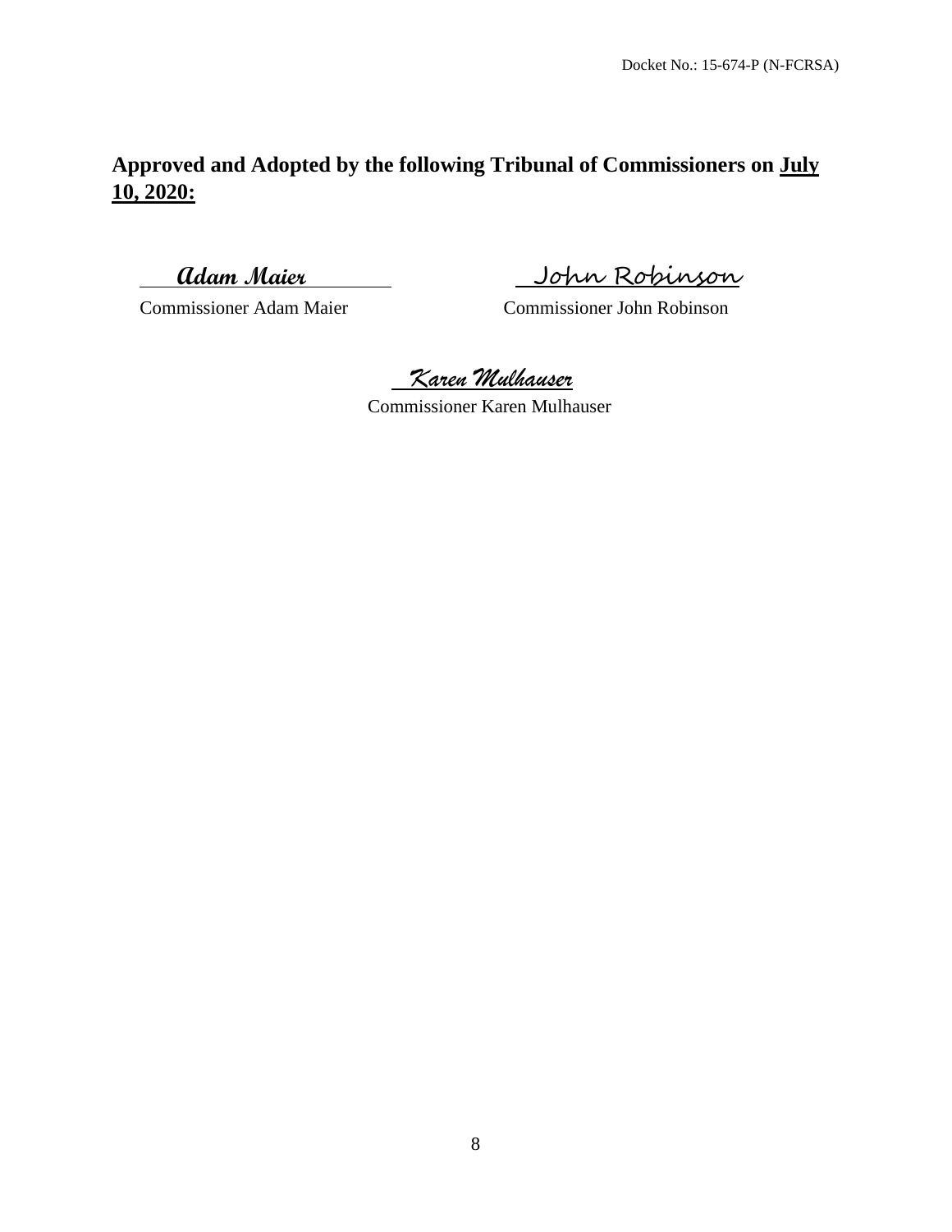**Approved and Adopted by the following Tribunal of Commissioners on July 10, 2020:**

*Adam Maier*
Commissioner Adam Maier

*John Robinson*
Commissioner John Robinson

*Karen Mulhauser*
Commissioner Karen Mulhauser